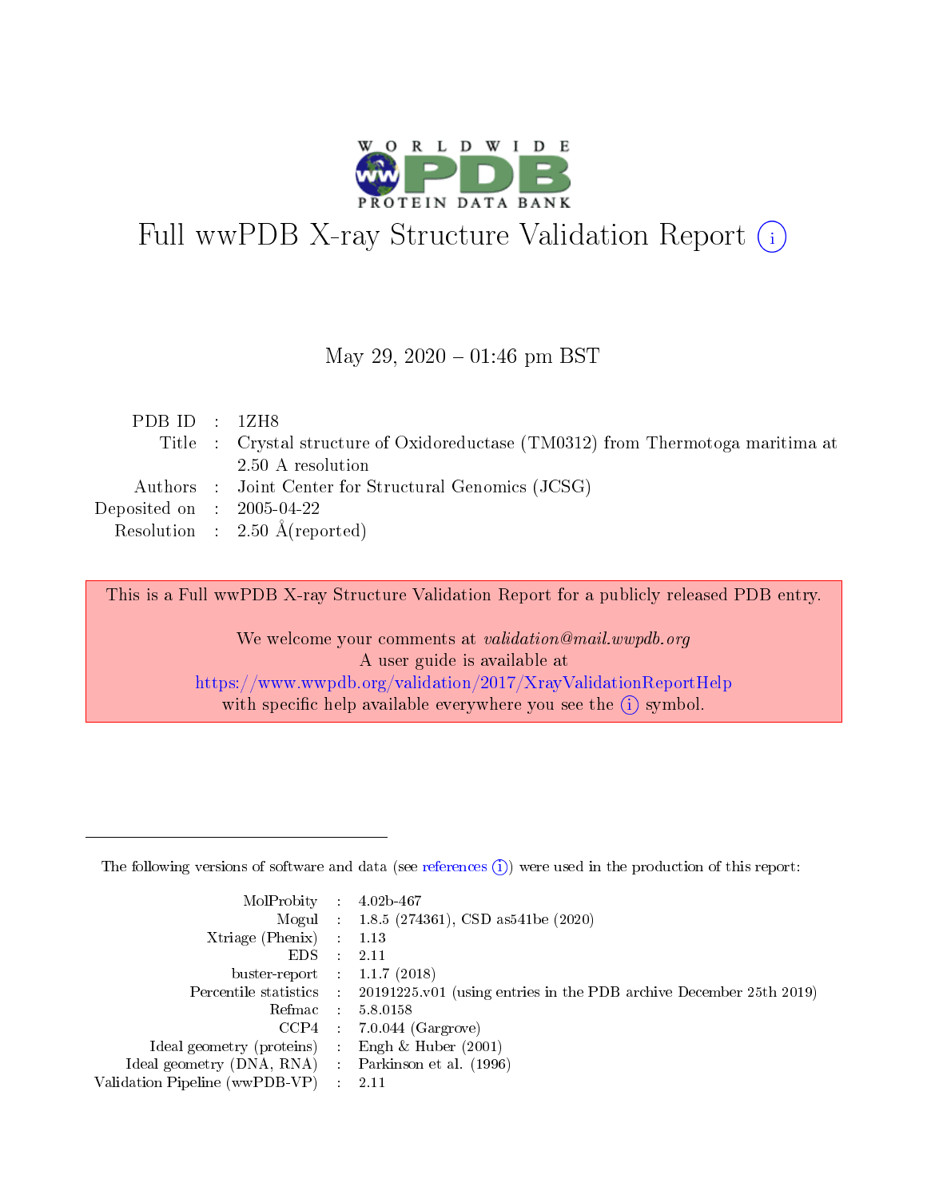# Full wwPDB X-ray Structure Validation Report (i)

May 29, 2020 – 01:46 pm BST

| | | |
|---|---|---|
| PDB ID | : | 1ZH8 |
| Title | : | Crystal structure of Oxidoreductase (TM0312) from Thermotoga maritima at 2.50 A resolution |
| Authors | : | Joint Center for Structural Genomics (JCSG) |
| Deposited on | : | 2005-04-22 |
| Resolution | : | 2.50 Å(reported) |

This is a Full wwPDB X-ray Structure Validation Report for a publicly released PDB entry.

We welcome your comments at *validation@mail.wwpdb.org*
A user guide is available at
https://www.wwpdb.org/validation/2017/XrayValidationReportHelp
with specific help available everywhere you see the (i) symbol.

---

The following versions of software and data (see references (i)) were used in the production of this report:

| | | |
|---|---|---|
| MolProbity | : | 4.02b-467 |
| Mogul | : | 1.8.5 (274361), CSD as541be (2020) |
| Xtriage (Phenix) | : | 1.13 |
| EDS | : | 2.11 |
| buster-report | : | 1.1.7 (2018) |
| Percentile statistics | : | 20191225.v01 (using entries in the PDB archive December 25th 2019) |
| Refmac | : | 5.8.0158 |
| CCP4 | : | 7.0.044 (Gargrove) |
| Ideal geometry (proteins) | : | Engh & Huber (2001) |
| Ideal geometry (DNA, RNA) | : | Parkinson et al. (1996) |
| Validation Pipeline (wwPDB-VP) | : | 2.11 |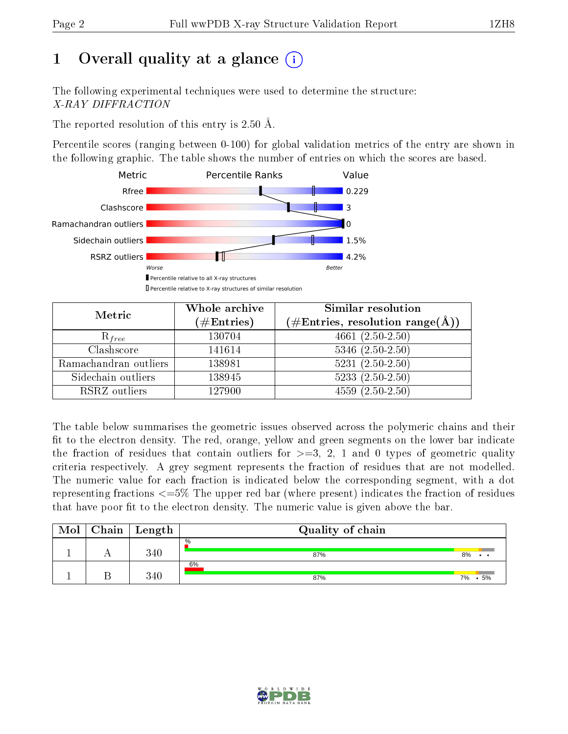# 1 Overall quality at a glance (i)

The following experimental techniques were used to determine the structure:
*X-RAY DIFFRACTION*

The reported resolution of this entry is 2.50 Å.

Percentile scores (ranging between 0-100) for global validation metrics of the entry are shown in the following graphic. The table shows the number of entries on which the scores are based.

| Metric | Value |
|---|---|
| Rfree | 0.229 |
| Clashscore | 3 |
| Ramachandran outliers | 0 |
| Sidechain outliers | 1.5% |
| RSRZ outliers | 4.2% |

Worse — Better

▮ Percentile relative to all X-ray structures
▯ Percentile relative to X-ray structures of similar resolution

| Metric | Whole archive (#Entries) | Similar resolution (#Entries, resolution range(Å)) |
|---|---|---|
| $R_{free}$ | 130704 | 4661 (2.50-2.50) |
| Clashscore | 141614 | 5346 (2.50-2.50) |
| Ramachandran outliers | 138981 | 5231 (2.50-2.50) |
| Sidechain outliers | 138945 | 5233 (2.50-2.50) |
| RSRZ outliers | 127900 | 4559 (2.50-2.50) |

The table below summarises the geometric issues observed across the polymeric chains and their fit to the electron density. The red, orange, yellow and green segments on the lower bar indicate the fraction of residues that contain outliers for >=3, 2, 1 and 0 types of geometric quality criteria respectively. A grey segment represents the fraction of residues that are not modelled. The numeric value for each fraction is indicated below the corresponding segment, with a dot representing fractions <=5% The upper red bar (where present) indicates the fraction of residues that have poor fit to the electron density. The numeric value is given above the bar.

| Mol | Chain | Length | Quality of chain |
|---|---|---|---|
| 1 | A | 340 | % ; 87% ; 8% ; • ; • |
| 1 | B | 340 | 6% ; 87% ; 7% ; • ; 5% |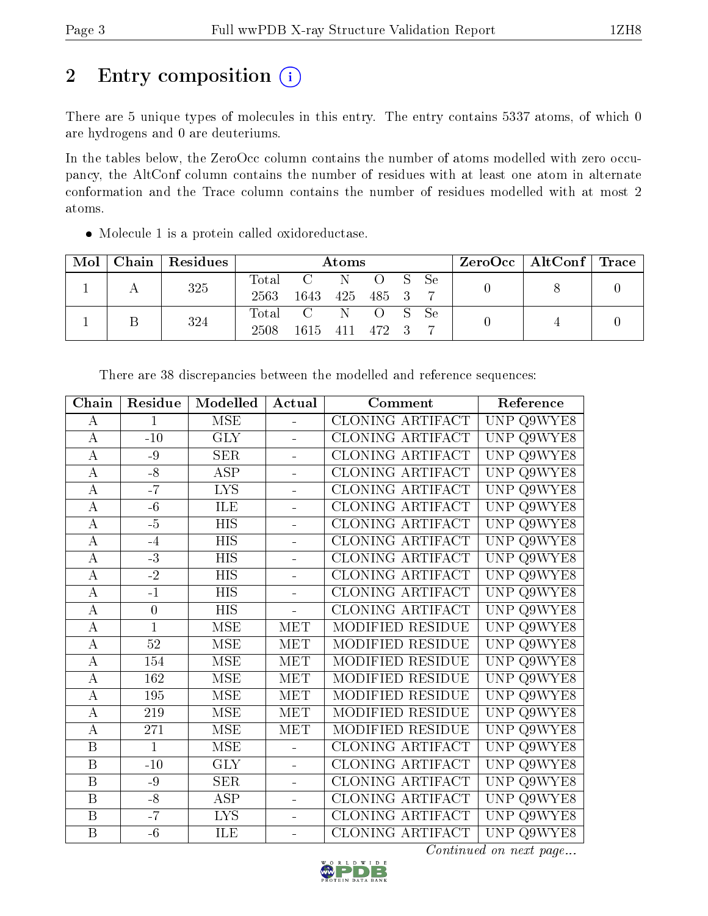# 2 Entry composition

There are 5 unique types of molecules in this entry. The entry contains 5337 atoms, of which 0 are hydrogens and 0 are deuteriums.

In the tables below, the ZeroOcc column contains the number of atoms modelled with zero occupancy, the AltConf column contains the number of residues with at least one atom in alternate conformation and the Trace column contains the number of residues modelled with at most 2 atoms.

- Molecule 1 is a protein called oxidoreductase.

| Mol | Chain | Residues | Atoms | | | | | | ZeroOcc | AltConf | Trace |
|---|---|---|---|---|---|---|---|---|---|---|---|
| 1 | A | 325 | Total<br>2563 | C<br>1643 | N<br>425 | O<br>485 | S<br>3 | Se<br>7 | 0 | 8 | 0 |
| 1 | B | 324 | Total<br>2508 | C<br>1615 | N<br>411 | O<br>472 | S<br>3 | Se<br>7 | 0 | 4 | 0 |

There are 38 discrepancies between the modelled and reference sequences:

| Chain | Residue | Modelled | Actual | Comment | Reference |
|---|---|---|---|---|---|
| A | 1 | MSE | - | CLONING ARTIFACT | UNP Q9WYE8 |
| A | -10 | GLY | - | CLONING ARTIFACT | UNP Q9WYE8 |
| A | -9 | SER | - | CLONING ARTIFACT | UNP Q9WYE8 |
| A | -8 | ASP | - | CLONING ARTIFACT | UNP Q9WYE8 |
| A | -7 | LYS | - | CLONING ARTIFACT | UNP Q9WYE8 |
| A | -6 | ILE | - | CLONING ARTIFACT | UNP Q9WYE8 |
| A | -5 | HIS | - | CLONING ARTIFACT | UNP Q9WYE8 |
| A | -4 | HIS | - | CLONING ARTIFACT | UNP Q9WYE8 |
| A | -3 | HIS | - | CLONING ARTIFACT | UNP Q9WYE8 |
| A | -2 | HIS | - | CLONING ARTIFACT | UNP Q9WYE8 |
| A | -1 | HIS | - | CLONING ARTIFACT | UNP Q9WYE8 |
| A | 0 | HIS | - | CLONING ARTIFACT | UNP Q9WYE8 |
| A | 1 | MSE | MET | MODIFIED RESIDUE | UNP Q9WYE8 |
| A | 52 | MSE | MET | MODIFIED RESIDUE | UNP Q9WYE8 |
| A | 154 | MSE | MET | MODIFIED RESIDUE | UNP Q9WYE8 |
| A | 162 | MSE | MET | MODIFIED RESIDUE | UNP Q9WYE8 |
| A | 195 | MSE | MET | MODIFIED RESIDUE | UNP Q9WYE8 |
| A | 219 | MSE | MET | MODIFIED RESIDUE | UNP Q9WYE8 |
| A | 271 | MSE | MET | MODIFIED RESIDUE | UNP Q9WYE8 |
| B | 1 | MSE | - | CLONING ARTIFACT | UNP Q9WYE8 |
| B | -10 | GLY | - | CLONING ARTIFACT | UNP Q9WYE8 |
| B | -9 | SER | - | CLONING ARTIFACT | UNP Q9WYE8 |
| B | -8 | ASP | - | CLONING ARTIFACT | UNP Q9WYE8 |
| B | -7 | LYS | - | CLONING ARTIFACT | UNP Q9WYE8 |
| B | -6 | ILE | - | CLONING ARTIFACT | UNP Q9WYE8 |

*Continued on next page...*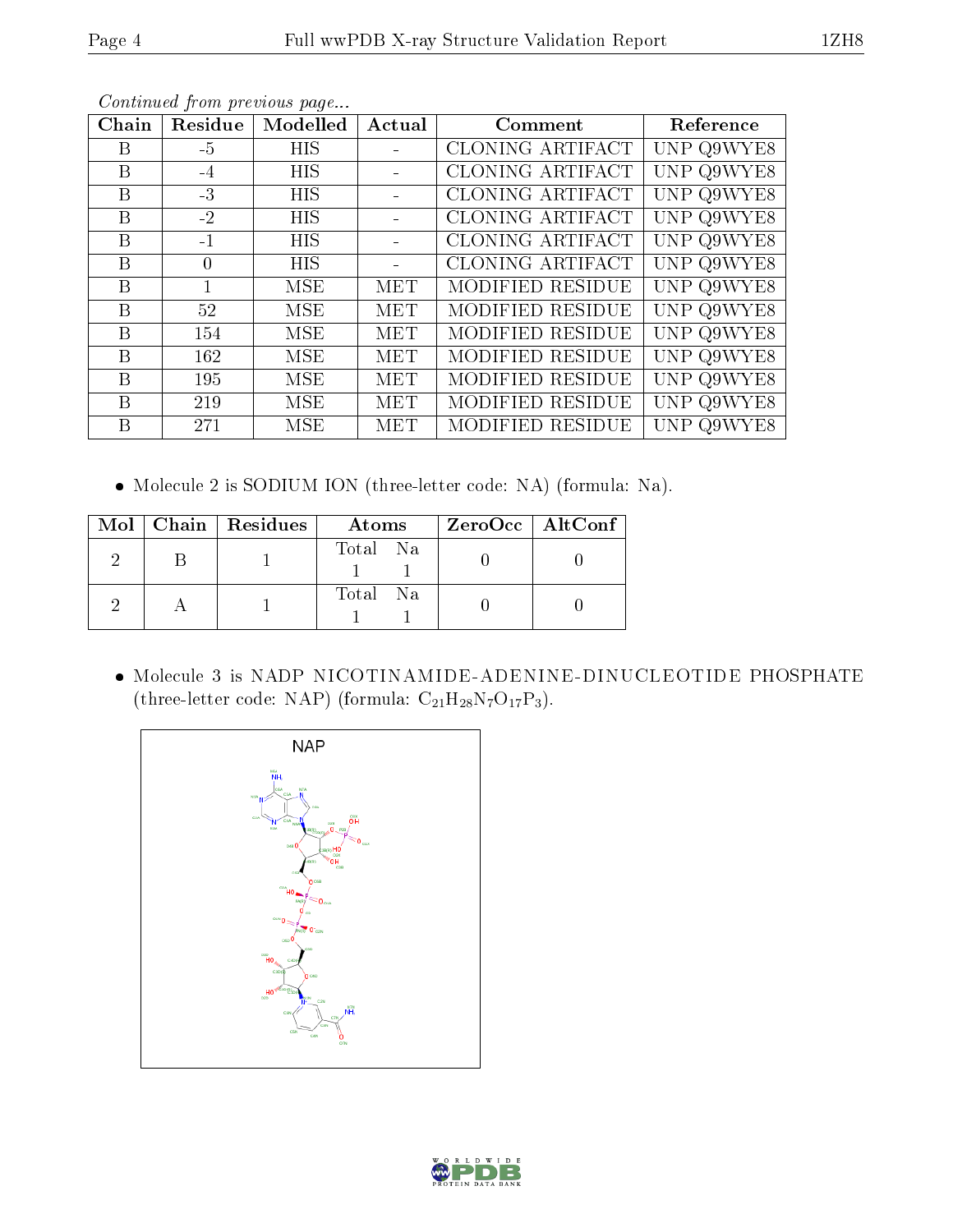*Continued from previous page...*

| Chain | Residue | Modelled | Actual | Comment | Reference |
|---|---|---|---|---|---|
| B | -5 | HIS | - | CLONING ARTIFACT | UNP Q9WYE8 |
| B | -4 | HIS | - | CLONING ARTIFACT | UNP Q9WYE8 |
| B | -3 | HIS | - | CLONING ARTIFACT | UNP Q9WYE8 |
| B | -2 | HIS | - | CLONING ARTIFACT | UNP Q9WYE8 |
| B | -1 | HIS | - | CLONING ARTIFACT | UNP Q9WYE8 |
| B | 0 | HIS | - | CLONING ARTIFACT | UNP Q9WYE8 |
| B | 1 | MSE | MET | MODIFIED RESIDUE | UNP Q9WYE8 |
| B | 52 | MSE | MET | MODIFIED RESIDUE | UNP Q9WYE8 |
| B | 154 | MSE | MET | MODIFIED RESIDUE | UNP Q9WYE8 |
| B | 162 | MSE | MET | MODIFIED RESIDUE | UNP Q9WYE8 |
| B | 195 | MSE | MET | MODIFIED RESIDUE | UNP Q9WYE8 |
| B | 219 | MSE | MET | MODIFIED RESIDUE | UNP Q9WYE8 |
| B | 271 | MSE | MET | MODIFIED RESIDUE | UNP Q9WYE8 |

- Molecule 2 is SODIUM ION (three-letter code: NA) (formula: Na).

| Mol | Chain | Residues | Atoms | ZeroOcc | AltConf |
|---|---|---|---|---|---|
| 2 | B | 1 | Total Na<br>1 1 | 0 | 0 |
| 2 | A | 1 | Total Na<br>1 1 | 0 | 0 |

- Molecule 3 is NADP NICOTINAMIDE-ADENINE-DINUCLEOTIDE PHOSPHATE (three-letter code: NAP) (formula: $C_{21}H_{28}N_7O_{17}P_3$).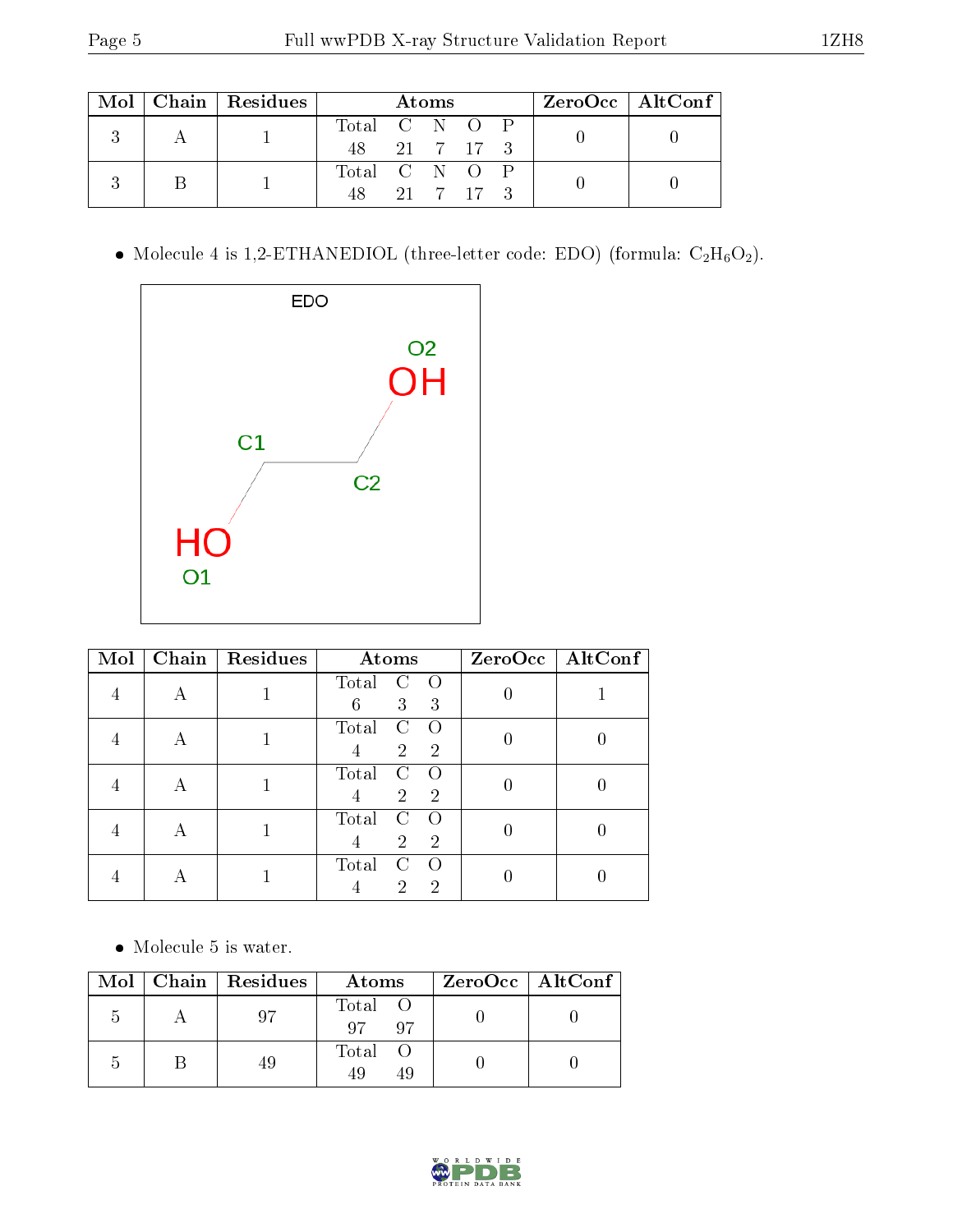| Mol | Chain | Residues | Atoms | | | | | ZeroOcc | AltConf |
|---|---|---|---|---|---|---|---|---|---|
| 3 | A | 1 | Total | C | N | O | P | 0 | 0 |
| | | | 48 | 21 | 7 | 17 | 3 | | |
| 3 | B | 1 | Total | C | N | O | P | 0 | 0 |
| | | | 48 | 21 | 7 | 17 | 3 | | |

- Molecule 4 is 1,2-ETHANEDIOL (three-letter code: EDO) (formula: $C_2H_6O_2$).

| Mol | Chain | Residues | Atoms | | | ZeroOcc | AltConf |
|---|---|---|---|---|---|---|---|
| 4 | A | 1 | Total | C | O | 0 | 1 |
| | | | 6 | 3 | 3 | | |
| 4 | A | 1 | Total | C | O | 0 | 0 |
| | | | 4 | 2 | 2 | | |
| 4 | A | 1 | Total | C | O | 0 | 0 |
| | | | 4 | 2 | 2 | | |
| 4 | A | 1 | Total | C | O | 0 | 0 |
| | | | 4 | 2 | 2 | | |
| 4 | A | 1 | Total | C | O | 0 | 0 |
| | | | 4 | 2 | 2 | | |

- Molecule 5 is water.

| Mol | Chain | Residues | Atoms | | ZeroOcc | AltConf |
|---|---|---|---|---|---|---|
| 5 | A | 97 | Total | O | 0 | 0 |
| | | | 97 | 97 | | |
| 5 | B | 49 | Total | O | 0 | 0 |
| | | | 49 | 49 | | |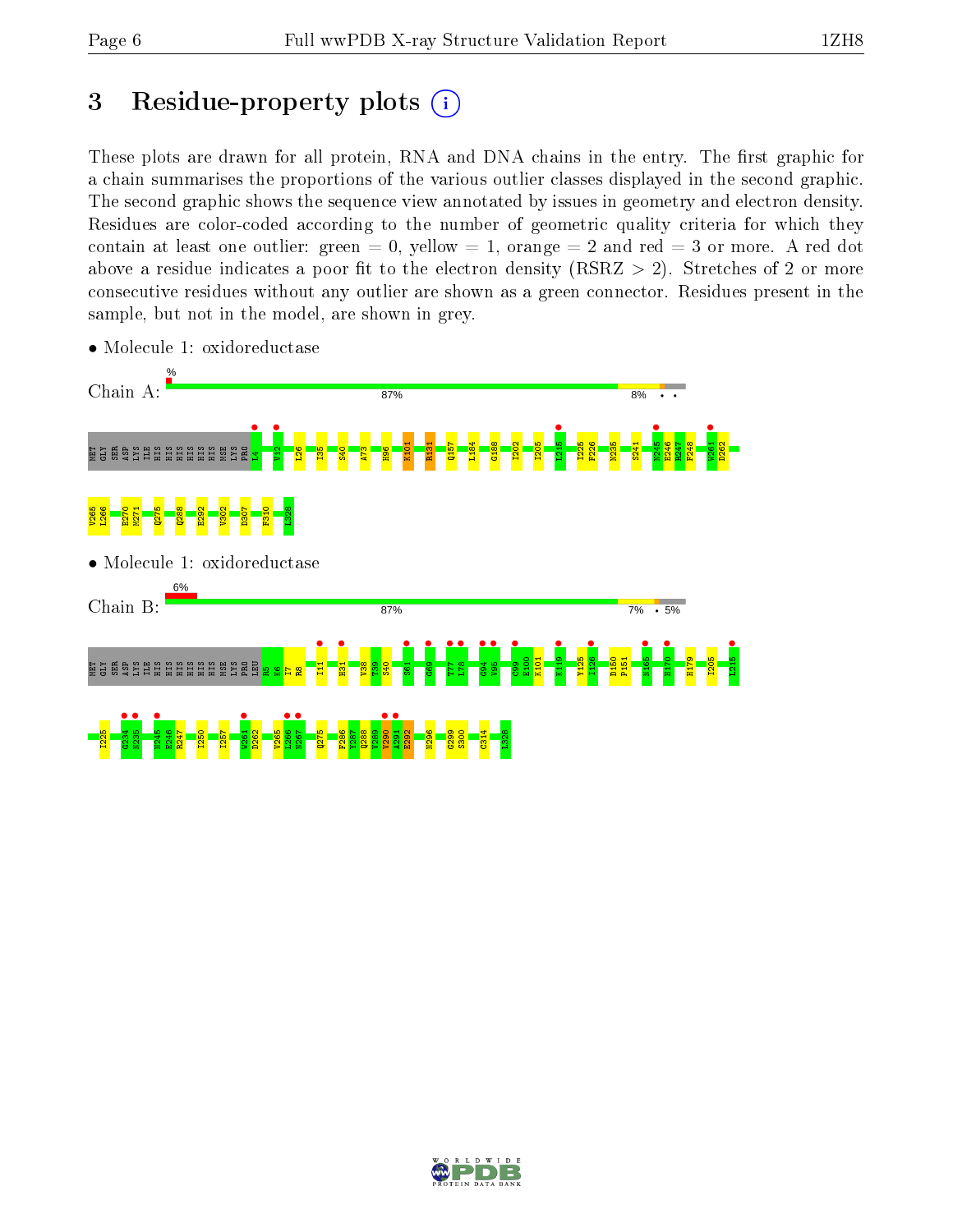# 3 Residue-property plots

These plots are drawn for all protein, RNA and DNA chains in the entry. The first graphic for a chain summarises the proportions of the various outlier classes displayed in the second graphic. The second graphic shows the sequence view annotated by issues in geometry and electron density. Residues are color-coded according to the number of geometric quality criteria for which they contain at least one outlier: green = 0, yellow = 1, orange = 2 and red = 3 or more. A red dot above a residue indicates a poor fit to the electron density (RSRZ > 2). Stretches of 2 or more consecutive residues without any outlier are shown as a green connector. Residues present in the sample, but not in the model, are shown in grey.

- Molecule 1: oxidoreductase

Chain A: % 87% 8% • •

MET GLY SER ASP LYS ILE HIS HIS HIS HIS HIS HIS MSE LYS PRO L4 V12 I26 I35 S40 A73 H96 K101 R131 Q157 L184 G188 I202 I205 L215 Y225 F226 N235 S241 N245 E246 R247 F248 W261 D262 V265 L266 E270 M271 Q275 Q288 E292 V302 D307 F310 L328

- Molecule 1: oxidoreductase

Chain B: 6% 87% 7% • 5%

MET GLY SER ASP LYS ILE HIS HIS HIS HIS HIS HIS MSE LYS PRO LEU R5 K6 E7 I11 H31 V38 T39 S40 S61 G69 T77 L78 G94 V95 C99 E100 K101 K119 Y125 I126 D150 P151 N165 H170 H179 I205 L215 I225 G234 N235 N245 E246 R247 I250 I257 W261 D262 V265 L266 N267 Q275 F286 Y287 Q288 V289 V290 A291 E292 N296 G299 S300 C314 L328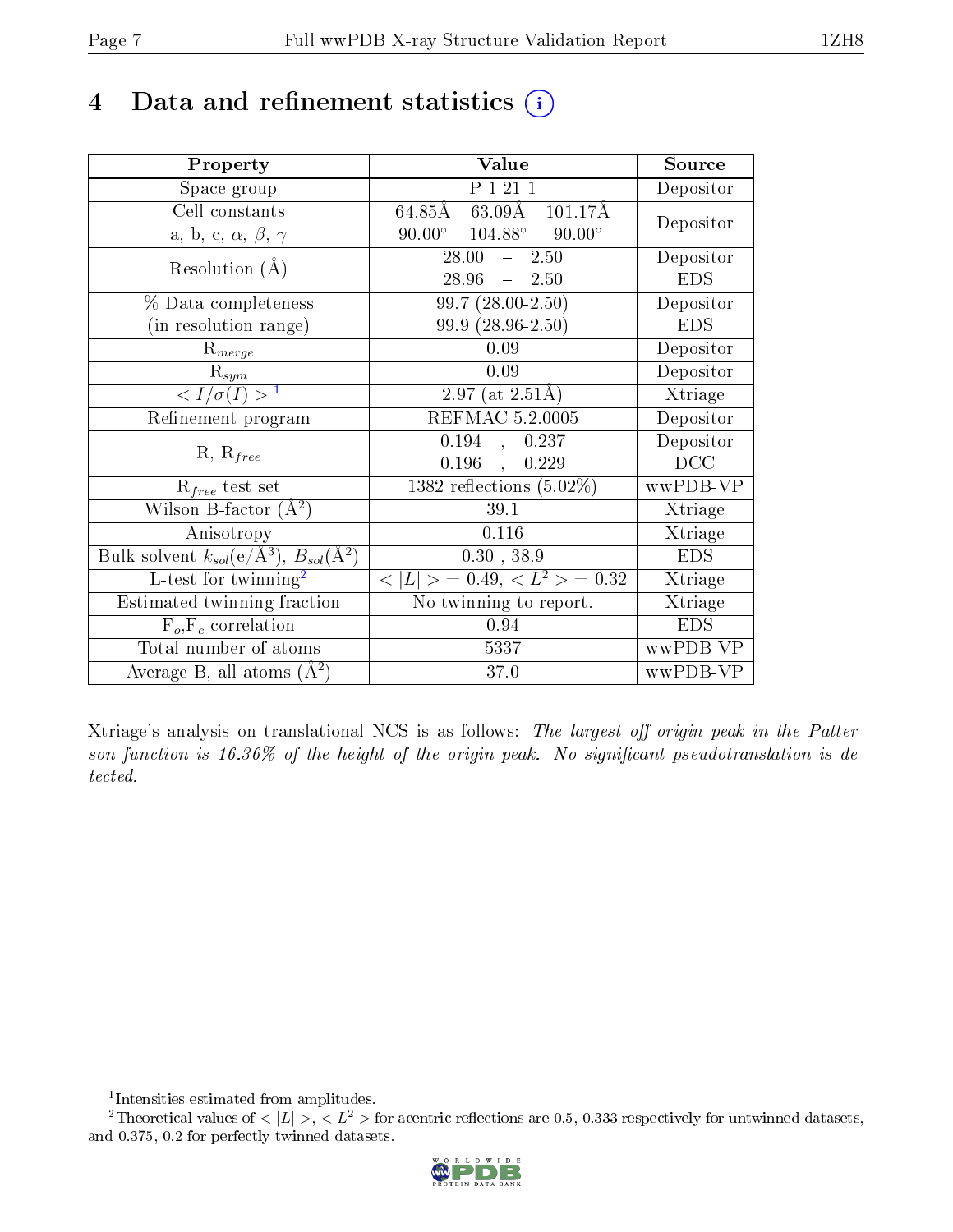# 4 Data and refinement statistics

| Property | Value | Source |
|---|---|---|
| Space group | P 1 21 1 | Depositor |
| Cell constants<br>a, b, c, $\alpha$, $\beta$, $\gamma$ | 64.85Å 63.09Å 101.17Å<br>90.00° 104.88° 90.00° | Depositor |
| Resolution (Å) | 28.00 – 2.50<br>28.96 – 2.50 | Depositor<br>EDS |
| % Data completeness<br>(in resolution range) | 99.7 (28.00-2.50)<br>99.9 (28.96-2.50) | Depositor<br>EDS |
| $R_{merge}$ | 0.09 | Depositor |
| $R_{sym}$ | 0.09 | Depositor |
| $< I/\sigma(I) >$ [1] | 2.97 (at 2.51Å) | Xtriage |
| Refinement program | REFMAC 5.2.0005 | Depositor |
| R, $R_{free}$ | 0.194 , 0.237<br>0.196 , 0.229 | Depositor<br>DCC |
| $R_{free}$ test set | 1382 reflections (5.02%) | wwPDB-VP |
| Wilson B-factor (Å$^2$) | 39.1 | Xtriage |
| Anisotropy | 0.116 | Xtriage |
| Bulk solvent $k_{sol}$(e/Å$^3$), $B_{sol}$(Å$^2$) | 0.30 , 38.9 | EDS |
| L-test for twinning[2] | $< \|L\| >$ = 0.49, $< L^2 >$ = 0.32 | Xtriage |
| Estimated twinning fraction | No twinning to report. | Xtriage |
| $F_o$,$F_c$ correlation | 0.94 | EDS |
| Total number of atoms | 5337 | wwPDB-VP |
| Average B, all atoms (Å$^2$) | 37.0 | wwPDB-VP |

Xtriage's analysis on translational NCS is as follows: *The largest off-origin peak in the Patterson function is 16.36% of the height of the origin peak. No significant pseudotranslation is detected.*

[1] Intensities estimated from amplitudes.

[2] Theoretical values of $< |L| >$, $< L^2 >$ for acentric reflections are 0.5, 0.333 respectively for untwinned datasets, and 0.375, 0.2 for perfectly twinned datasets.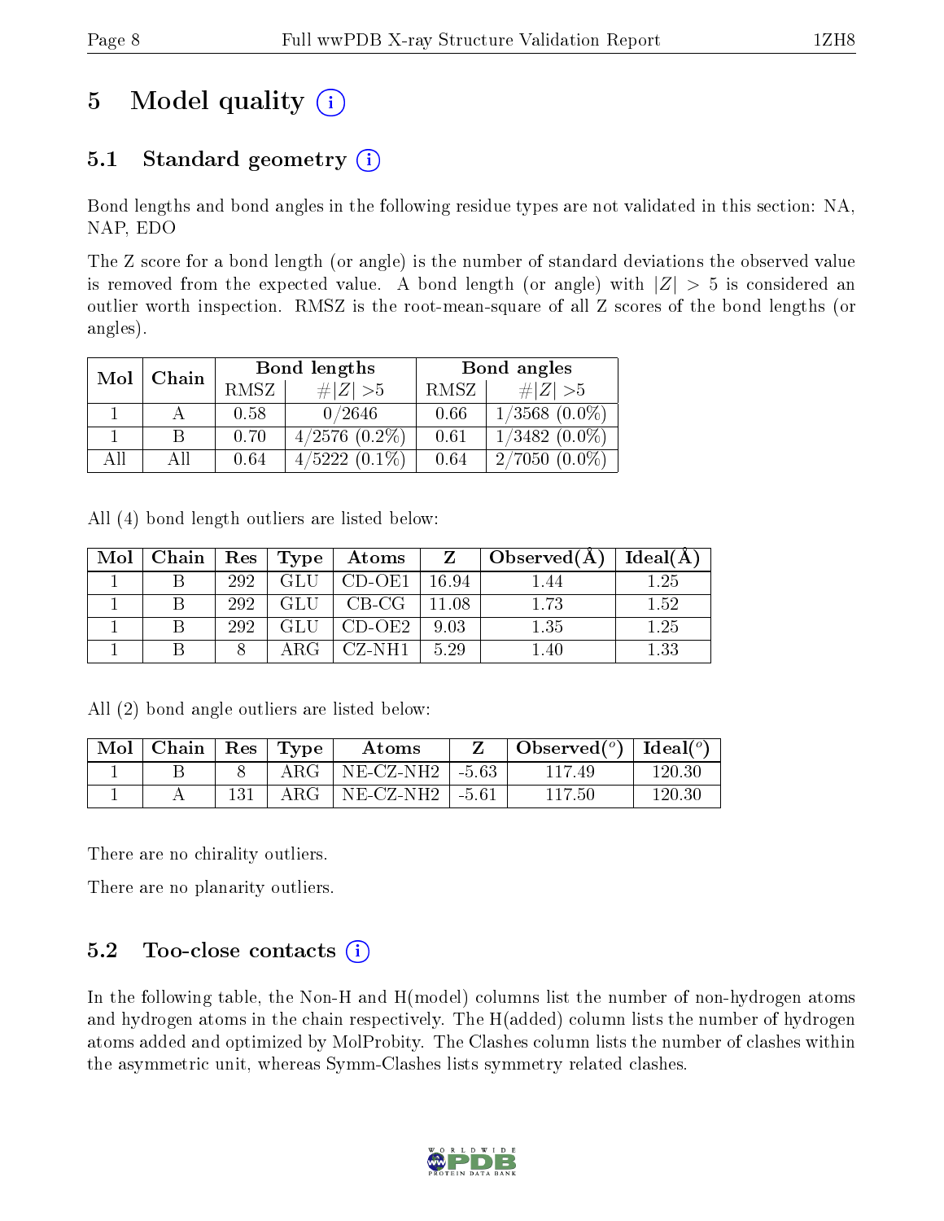# 5 Model quality (i)

## 5.1 Standard geometry (i)

Bond lengths and bond angles in the following residue types are not validated in this section: NA, NAP, EDO

The Z score for a bond length (or angle) is the number of standard deviations the observed value is removed from the expected value. A bond length (or angle) with $|Z| > 5$ is considered an outlier worth inspection. RMSZ is the root-mean-square of all Z scores of the bond lengths (or angles).

| Mol | Chain | Bond lengths | | Bond angles | |
|---|---|---|---|---|---|
| | | RMSZ | $\#\|Z\| > 5$ | RMSZ | $\#\|Z\| > 5$ |
| 1 | A | 0.58 | 0/2646 | 0.66 | 1/3568 (0.0%) |
| 1 | B | 0.70 | 4/2576 (0.2%) | 0.61 | 1/3482 (0.0%) |
| All | All | 0.64 | 4/5222 (0.1%) | 0.64 | 2/7050 (0.0%) |

All (4) bond length outliers are listed below:

| Mol | Chain | Res | Type | Atoms | Z | Observed(Å) | Ideal(Å) |
|---|---|---|---|---|---|---|---|
| 1 | B | 292 | GLU | CD-OE1 | 16.94 | 1.44 | 1.25 |
| 1 | B | 292 | GLU | CB-CG | 11.08 | 1.73 | 1.52 |
| 1 | B | 292 | GLU | CD-OE2 | 9.03 | 1.35 | 1.25 |
| 1 | B | 8 | ARG | CZ-NH1 | 5.29 | 1.40 | 1.33 |

All (2) bond angle outliers are listed below:

| Mol | Chain | Res | Type | Atoms | Z | Observed(°) | Ideal(°) |
|---|---|---|---|---|---|---|---|
| 1 | B | 8 | ARG | NE-CZ-NH2 | -5.63 | 117.49 | 120.30 |
| 1 | A | 131 | ARG | NE-CZ-NH2 | -5.61 | 117.50 | 120.30 |

There are no chirality outliers.

There are no planarity outliers.

## 5.2 Too-close contacts (i)

In the following table, the Non-H and H(model) columns list the number of non-hydrogen atoms and hydrogen atoms in the chain respectively. The H(added) column lists the number of hydrogen atoms added and optimized by MolProbity. The Clashes column lists the number of clashes within the asymmetric unit, whereas Symm-Clashes lists symmetry related clashes.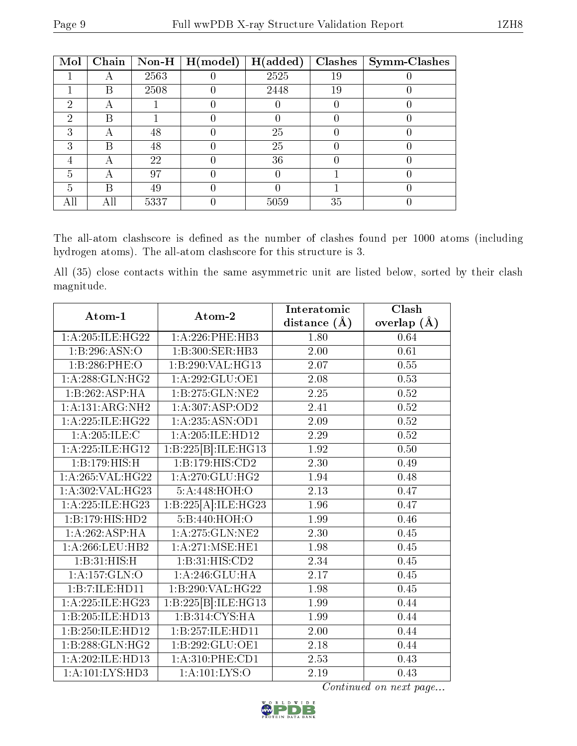| Mol | Chain | Non-H | H(model) | H(added) | Clashes | Symm-Clashes |
| --- | --- | --- | --- | --- | --- | --- |
| 1 | A | 2563 | 0 | 2525 | 19 | 0 |
| 1 | B | 2508 | 0 | 2448 | 19 | 0 |
| 2 | A | 1 | 0 | 0 | 0 | 0 |
| 2 | B | 1 | 0 | 0 | 0 | 0 |
| 3 | A | 48 | 0 | 25 | 0 | 0 |
| 3 | B | 48 | 0 | 25 | 0 | 0 |
| 4 | A | 22 | 0 | 36 | 0 | 0 |
| 5 | A | 97 | 0 | 0 | 1 | 0 |
| 5 | B | 49 | 0 | 0 | 1 | 0 |
| All | All | 5337 | 0 | 5059 | 35 | 0 |

The all-atom clashscore is defined as the number of clashes found per 1000 atoms (including hydrogen atoms). The all-atom clashscore for this structure is 3.

All (35) close contacts within the same asymmetric unit are listed below, sorted by their clash magnitude.

| Atom-1 | Atom-2 | Interatomic distance (Å) | Clash overlap (Å) |
| --- | --- | --- | --- |
| 1:A:205:ILE:HG22 | 1:A:226:PHE:HB3 | 1.80 | 0.64 |
| 1:B:296:ASN:O | 1:B:300:SER:HB3 | 2.00 | 0.61 |
| 1:B:286:PHE:O | 1:B:290:VAL:HG13 | 2.07 | 0.55 |
| 1:A:288:GLN:HG2 | 1:A:292:GLU:OE1 | 2.08 | 0.53 |
| 1:B:262:ASP:HA | 1:B:275:GLN:NE2 | 2.25 | 0.52 |
| 1:A:131:ARG:NH2 | 1:A:307:ASP:OD2 | 2.41 | 0.52 |
| 1:A:225:ILE:HG22 | 1:A:235:ASN:OD1 | 2.09 | 0.52 |
| 1:A:205:ILE:C | 1:A:205:ILE:HD12 | 2.29 | 0.52 |
| 1:A:225:ILE:HG12 | 1:B:225[B]:ILE:HG13 | 1.92 | 0.50 |
| 1:B:179:HIS:H | 1:B:179:HIS:CD2 | 2.30 | 0.49 |
| 1:A:265:VAL:HG22 | 1:A:270:GLU:HG2 | 1.94 | 0.48 |
| 1:A:302:VAL:HG23 | 5:A:448:HOH:O | 2.13 | 0.47 |
| 1:A:225:ILE:HG23 | 1:B:225[A]:ILE:HG23 | 1.96 | 0.47 |
| 1:B:179:HIS:HD2 | 5:B:440:HOH:O | 1.99 | 0.46 |
| 1:A:262:ASP:HA | 1:A:275:GLN:NE2 | 2.30 | 0.45 |
| 1:A:266:LEU:HB2 | 1:A:271:MSE:HE1 | 1.98 | 0.45 |
| 1:B:31:HIS:H | 1:B:31:HIS:CD2 | 2.34 | 0.45 |
| 1:A:157:GLN:O | 1:A:246:GLU:HA | 2.17 | 0.45 |
| 1:B:7:ILE:HD11 | 1:B:290:VAL:HG22 | 1.98 | 0.45 |
| 1:A:225:ILE:HG23 | 1:B:225[B]:ILE:HG13 | 1.99 | 0.44 |
| 1:B:205:ILE:HD13 | 1:B:314:CYS:HA | 1.99 | 0.44 |
| 1:B:250:ILE:HD12 | 1:B:257:ILE:HD11 | 2.00 | 0.44 |
| 1:B:288:GLN:HG2 | 1:B:292:GLU:OE1 | 2.18 | 0.44 |
| 1:A:202:ILE:HD13 | 1:A:310:PHE:CD1 | 2.53 | 0.43 |
| 1:A:101:LYS:HD3 | 1:A:101:LYS:O | 2.19 | 0.43 |

*Continued on next page...*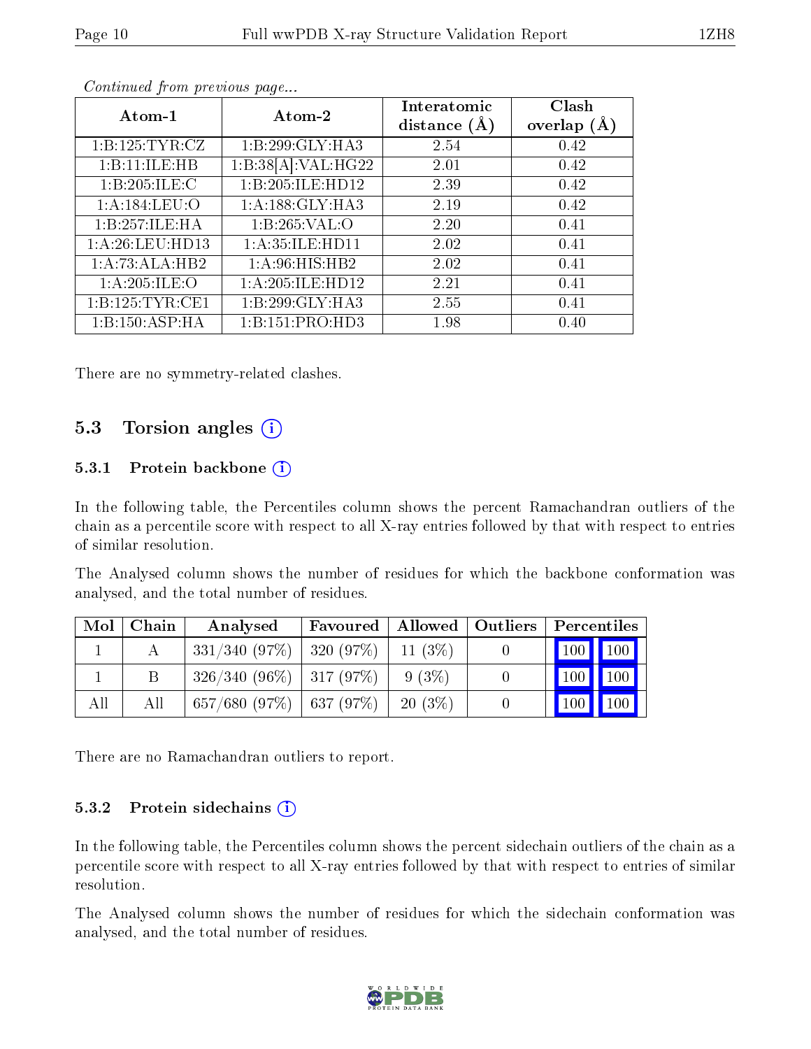*Continued from previous page...*

| Atom-1 | Atom-2 | Interatomic distance (Å) | Clash overlap (Å) |
|---|---|---|---|
| 1:B:125:TYR:CZ | 1:B:299:GLY:HA3 | 2.54 | 0.42 |
| 1:B:11:ILE:HB | 1:B:38[A]:VAL:HG22 | 2.01 | 0.42 |
| 1:B:205:ILE:C | 1:B:205:ILE:HD12 | 2.39 | 0.42 |
| 1:A:184:LEU:O | 1:A:188:GLY:HA3 | 2.19 | 0.42 |
| 1:B:257:ILE:HA | 1:B:265:VAL:O | 2.20 | 0.41 |
| 1:A:26:LEU:HD13 | 1:A:35:ILE:HD11 | 2.02 | 0.41 |
| 1:A:73:ALA:HB2 | 1:A:96:HIS:HB2 | 2.02 | 0.41 |
| 1:A:205:ILE:O | 1:A:205:ILE:HD12 | 2.21 | 0.41 |
| 1:B:125:TYR:CE1 | 1:B:299:GLY:HA3 | 2.55 | 0.41 |
| 1:B:150:ASP:HA | 1:B:151:PRO:HD3 | 1.98 | 0.40 |

There are no symmetry-related clashes.

## 5.3 Torsion angles

### 5.3.1 Protein backbone

In the following table, the Percentiles column shows the percent Ramachandran outliers of the chain as a percentile score with respect to all X-ray entries followed by that with respect to entries of similar resolution.

The Analysed column shows the number of residues for which the backbone conformation was analysed, and the total number of residues.

| Mol | Chain | Analysed | Favoured | Allowed | Outliers | Percentiles | |
|---|---|---|---|---|---|---|---|
| 1 | A | 331/340 (97%) | 320 (97%) | 11 (3%) | 0 | 100 | 100 |
| 1 | B | 326/340 (96%) | 317 (97%) | 9 (3%) | 0 | 100 | 100 |
| All | All | 657/680 (97%) | 637 (97%) | 20 (3%) | 0 | 100 | 100 |

There are no Ramachandran outliers to report.

### 5.3.2 Protein sidechains

In the following table, the Percentiles column shows the percent sidechain outliers of the chain as a percentile score with respect to all X-ray entries followed by that with respect to entries of similar resolution.

The Analysed column shows the number of residues for which the sidechain conformation was analysed, and the total number of residues.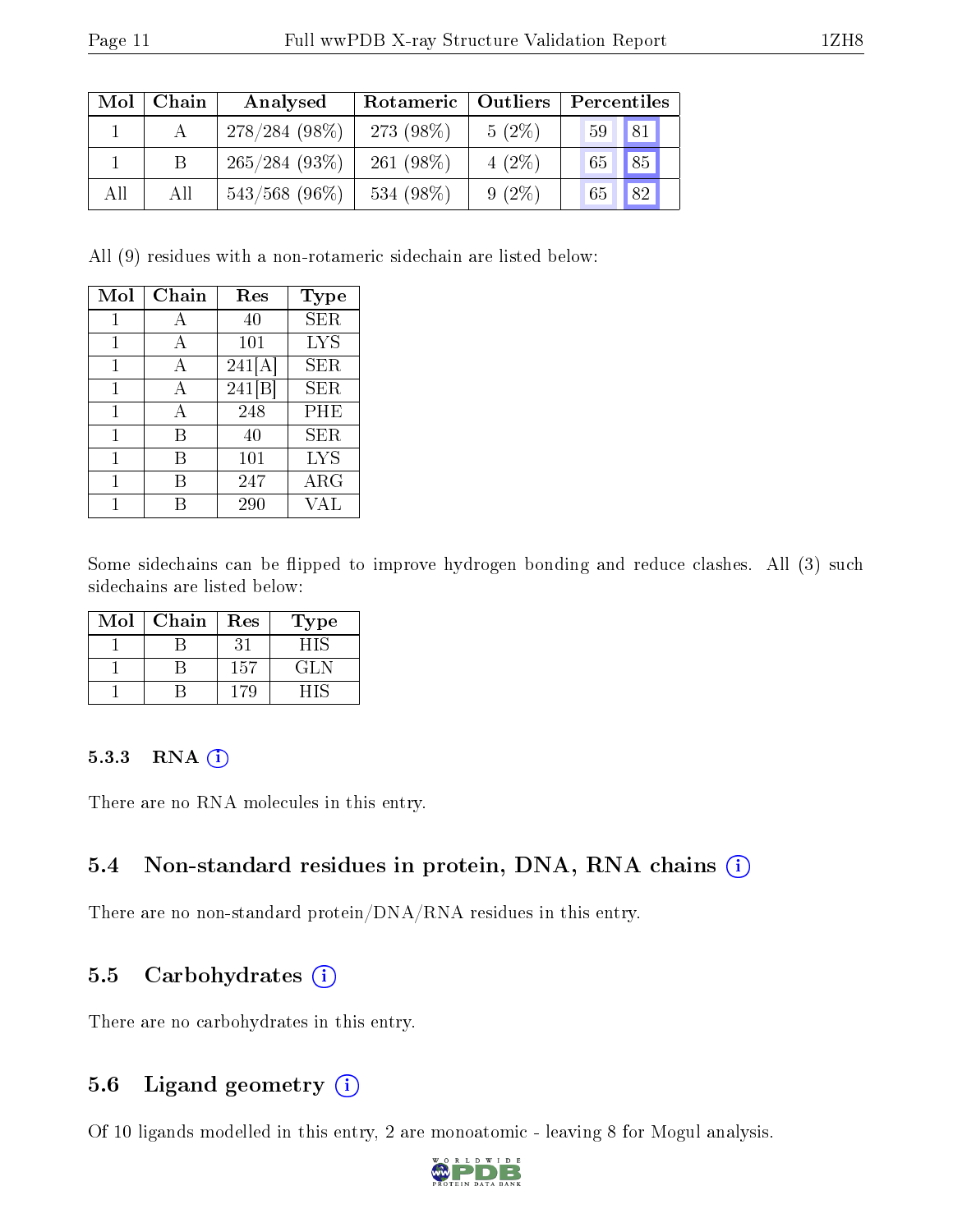| Mol | Chain | Analysed | Rotameric | Outliers | Percentiles | |
|---|---|---|---|---|---|---|
| 1 | A | 278/284 (98%) | 273 (98%) | 5 (2%) | 59 | 81 |
| 1 | B | 265/284 (93%) | 261 (98%) | 4 (2%) | 65 | 85 |
| All | All | 543/568 (96%) | 534 (98%) | 9 (2%) | 65 | 82 |

All (9) residues with a non-rotameric sidechain are listed below:

| Mol | Chain | Res | Type |
|---|---|---|---|
| 1 | A | 40 | SER |
| 1 | A | 101 | LYS |
| 1 | A | 241[A] | SER |
| 1 | A | 241[B] | SER |
| 1 | A | 248 | PHE |
| 1 | B | 40 | SER |
| 1 | B | 101 | LYS |
| 1 | B | 247 | ARG |
| 1 | B | 290 | VAL |

Some sidechains can be flipped to improve hydrogen bonding and reduce clashes. All (3) such sidechains are listed below:

| Mol | Chain | Res | Type |
|---|---|---|---|
| 1 | B | 31 | HIS |
| 1 | B | 157 | GLN |
| 1 | B | 179 | HIS |

#### 5.3.3 RNA

There are no RNA molecules in this entry.

### 5.4 Non-standard residues in protein, DNA, RNA chains

There are no non-standard protein/DNA/RNA residues in this entry.

### 5.5 Carbohydrates

There are no carbohydrates in this entry.

### 5.6 Ligand geometry

Of 10 ligands modelled in this entry, 2 are monoatomic - leaving 8 for Mogul analysis.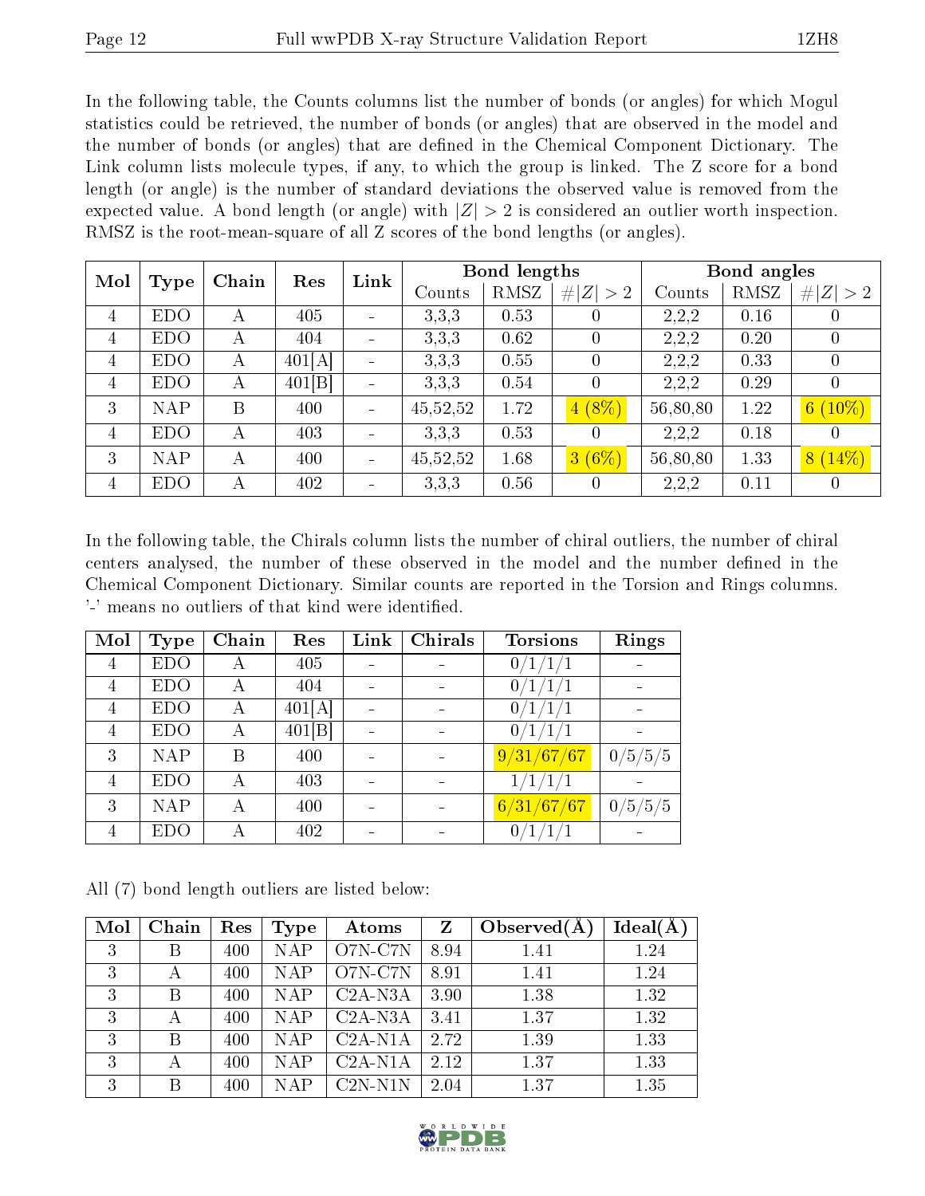In the following table, the Counts columns list the number of bonds (or angles) for which Mogul statistics could be retrieved, the number of bonds (or angles) that are observed in the model and the number of bonds (or angles) that are defined in the Chemical Component Dictionary. The Link column lists molecule types, if any, to which the group is linked. The Z score for a bond length (or angle) is the number of standard deviations the observed value is removed from the expected value. A bond length (or angle) with $|Z| > 2$ is considered an outlier worth inspection. RMSZ is the root-mean-square of all Z scores of the bond lengths (or angles).

| Mol | Type | Chain | Res | Link | Bond lengths | | | Bond angles | | |
|---|---|---|---|---|---|---|---|---|---|---|
| | | | | | Counts | RMSZ | $\#\|Z\| > 2$ | Counts | RMSZ | $\#\|Z\| > 2$ |
| 4 | EDO | A | 405 | - | 3,3,3 | 0.53 | 0 | 2,2,2 | 0.16 | 0 |
| 4 | EDO | A | 404 | - | 3,3,3 | 0.62 | 0 | 2,2,2 | 0.20 | 0 |
| 4 | EDO | A | 401[A] | - | 3,3,3 | 0.55 | 0 | 2,2,2 | 0.33 | 0 |
| 4 | EDO | A | 401[B] | - | 3,3,3 | 0.54 | 0 | 2,2,2 | 0.29 | 0 |
| 3 | NAP | B | 400 | - | 45,52,52 | 1.72 | 4 (8%) | 56,80,80 | 1.22 | 6 (10%) |
| 4 | EDO | A | 403 | - | 3,3,3 | 0.53 | 0 | 2,2,2 | 0.18 | 0 |
| 3 | NAP | A | 400 | - | 45,52,52 | 1.68 | 3 (6%) | 56,80,80 | 1.33 | 8 (14%) |
| 4 | EDO | A | 402 | - | 3,3,3 | 0.56 | 0 | 2,2,2 | 0.11 | 0 |

In the following table, the Chirals column lists the number of chiral outliers, the number of chiral centers analysed, the number of these observed in the model and the number defined in the Chemical Component Dictionary. Similar counts are reported in the Torsion and Rings columns. '-' means no outliers of that kind were identified.

| Mol | Type | Chain | Res | Link | Chirals | Torsions | Rings |
|---|---|---|---|---|---|---|---|
| 4 | EDO | A | 405 | - | - | 0/1/1/1 | - |
| 4 | EDO | A | 404 | - | - | 0/1/1/1 | - |
| 4 | EDO | A | 401[A] | - | - | 0/1/1/1 | - |
| 4 | EDO | A | 401[B] | - | - | 0/1/1/1 | - |
| 3 | NAP | B | 400 | - | - | 9/31/67/67 | 0/5/5/5 |
| 4 | EDO | A | 403 | - | - | 1/1/1/1 | - |
| 3 | NAP | A | 400 | - | - | 6/31/67/67 | 0/5/5/5 |
| 4 | EDO | A | 402 | - | - | 0/1/1/1 | - |

All (7) bond length outliers are listed below:

| Mol | Chain | Res | Type | Atoms | Z | Observed(Å) | Ideal(Å) |
|---|---|---|---|---|---|---|---|
| 3 | B | 400 | NAP | O7N-C7N | 8.94 | 1.41 | 1.24 |
| 3 | A | 400 | NAP | O7N-C7N | 8.91 | 1.41 | 1.24 |
| 3 | B | 400 | NAP | C2A-N3A | 3.90 | 1.38 | 1.32 |
| 3 | A | 400 | NAP | C2A-N3A | 3.41 | 1.37 | 1.32 |
| 3 | B | 400 | NAP | C2A-N1A | 2.72 | 1.39 | 1.33 |
| 3 | A | 400 | NAP | C2A-N1A | 2.12 | 1.37 | 1.33 |
| 3 | B | 400 | NAP | C2N-N1N | 2.04 | 1.37 | 1.35 |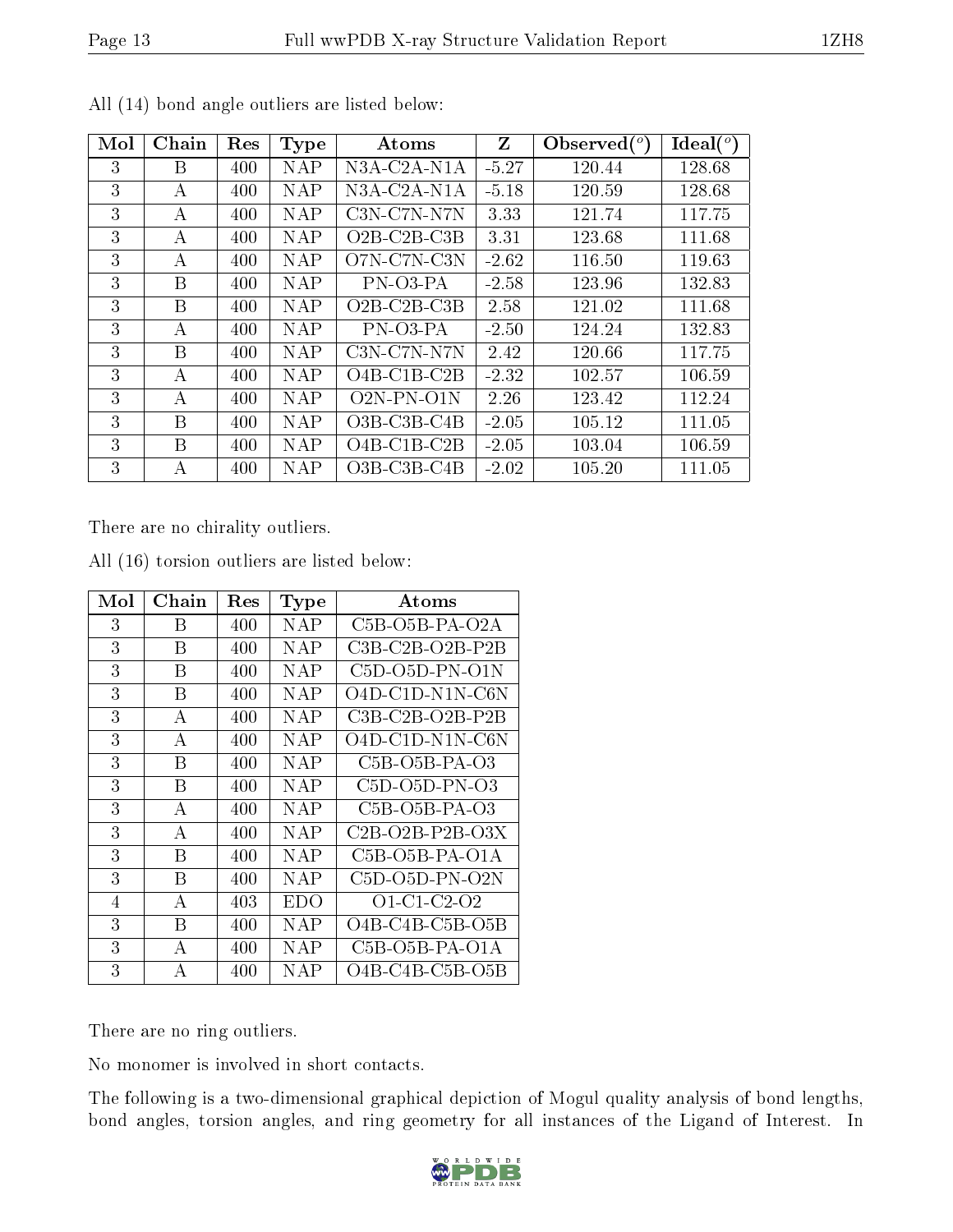All (14) bond angle outliers are listed below:

| Mol | Chain | Res | Type | Atoms | Z | Observed(°) | Ideal(°) |
|---|---|---|---|---|---|---|---|
| 3 | B | 400 | NAP | N3A-C2A-N1A | -5.27 | 120.44 | 128.68 |
| 3 | A | 400 | NAP | N3A-C2A-N1A | -5.18 | 120.59 | 128.68 |
| 3 | A | 400 | NAP | C3N-C7N-N7N | 3.33 | 121.74 | 117.75 |
| 3 | A | 400 | NAP | O2B-C2B-C3B | 3.31 | 123.68 | 111.68 |
| 3 | A | 400 | NAP | O7N-C7N-C3N | -2.62 | 116.50 | 119.63 |
| 3 | B | 400 | NAP | PN-O3-PA | -2.58 | 123.96 | 132.83 |
| 3 | B | 400 | NAP | O2B-C2B-C3B | 2.58 | 121.02 | 111.68 |
| 3 | A | 400 | NAP | PN-O3-PA | -2.50 | 124.24 | 132.83 |
| 3 | B | 400 | NAP | C3N-C7N-N7N | 2.42 | 120.66 | 117.75 |
| 3 | A | 400 | NAP | O4B-C1B-C2B | -2.32 | 102.57 | 106.59 |
| 3 | A | 400 | NAP | O2N-PN-O1N | 2.26 | 123.42 | 112.24 |
| 3 | B | 400 | NAP | O3B-C3B-C4B | -2.05 | 105.12 | 111.05 |
| 3 | B | 400 | NAP | O4B-C1B-C2B | -2.05 | 103.04 | 106.59 |
| 3 | A | 400 | NAP | O3B-C3B-C4B | -2.02 | 105.20 | 111.05 |

There are no chirality outliers.

All (16) torsion outliers are listed below:

| Mol | Chain | Res | Type | Atoms |
|---|---|---|---|---|
| 3 | B | 400 | NAP | C5B-O5B-PA-O2A |
| 3 | B | 400 | NAP | C3B-C2B-O2B-P2B |
| 3 | B | 400 | NAP | C5D-O5D-PN-O1N |
| 3 | B | 400 | NAP | O4D-C1D-N1N-C6N |
| 3 | A | 400 | NAP | C3B-C2B-O2B-P2B |
| 3 | A | 400 | NAP | O4D-C1D-N1N-C6N |
| 3 | B | 400 | NAP | C5B-O5B-PA-O3 |
| 3 | B | 400 | NAP | C5D-O5D-PN-O3 |
| 3 | A | 400 | NAP | C5B-O5B-PA-O3 |
| 3 | A | 400 | NAP | C2B-O2B-P2B-O3X |
| 3 | B | 400 | NAP | C5B-O5B-PA-O1A |
| 3 | B | 400 | NAP | C5D-O5D-PN-O2N |
| 4 | A | 403 | EDO | O1-C1-C2-O2 |
| 3 | B | 400 | NAP | O4B-C4B-C5B-O5B |
| 3 | A | 400 | NAP | C5B-O5B-PA-O1A |
| 3 | A | 400 | NAP | O4B-C4B-C5B-O5B |

There are no ring outliers.

No monomer is involved in short contacts.

The following is a two-dimensional graphical depiction of Mogul quality analysis of bond lengths, bond angles, torsion angles, and ring geometry for all instances of the Ligand of Interest. In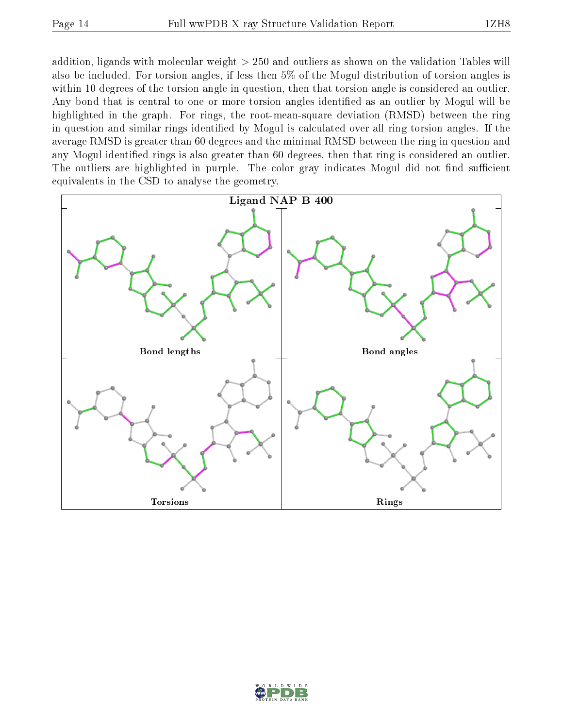addition, ligands with molecular weight > 250 and outliers as shown on the validation Tables will also be included. For torsion angles, if less then 5% of the Mogul distribution of torsion angles is within 10 degrees of the torsion angle in question, then that torsion angle is considered an outlier. Any bond that is central to one or more torsion angles identified as an outlier by Mogul will be highlighted in the graph. For rings, the root-mean-square deviation (RMSD) between the ring in question and similar rings identified by Mogul is calculated over all ring torsion angles. If the average RMSD is greater than 60 degrees and the minimal RMSD between the ring in question and any Mogul-identified rings is also greater than 60 degrees, then that ring is considered an outlier. The outliers are highlighted in purple. The color gray indicates Mogul did not find sufficient equivalents in the CSD to analyse the geometry.

**Ligand NAP B 400**

Bond lengths

Bond angles

Torsions

Rings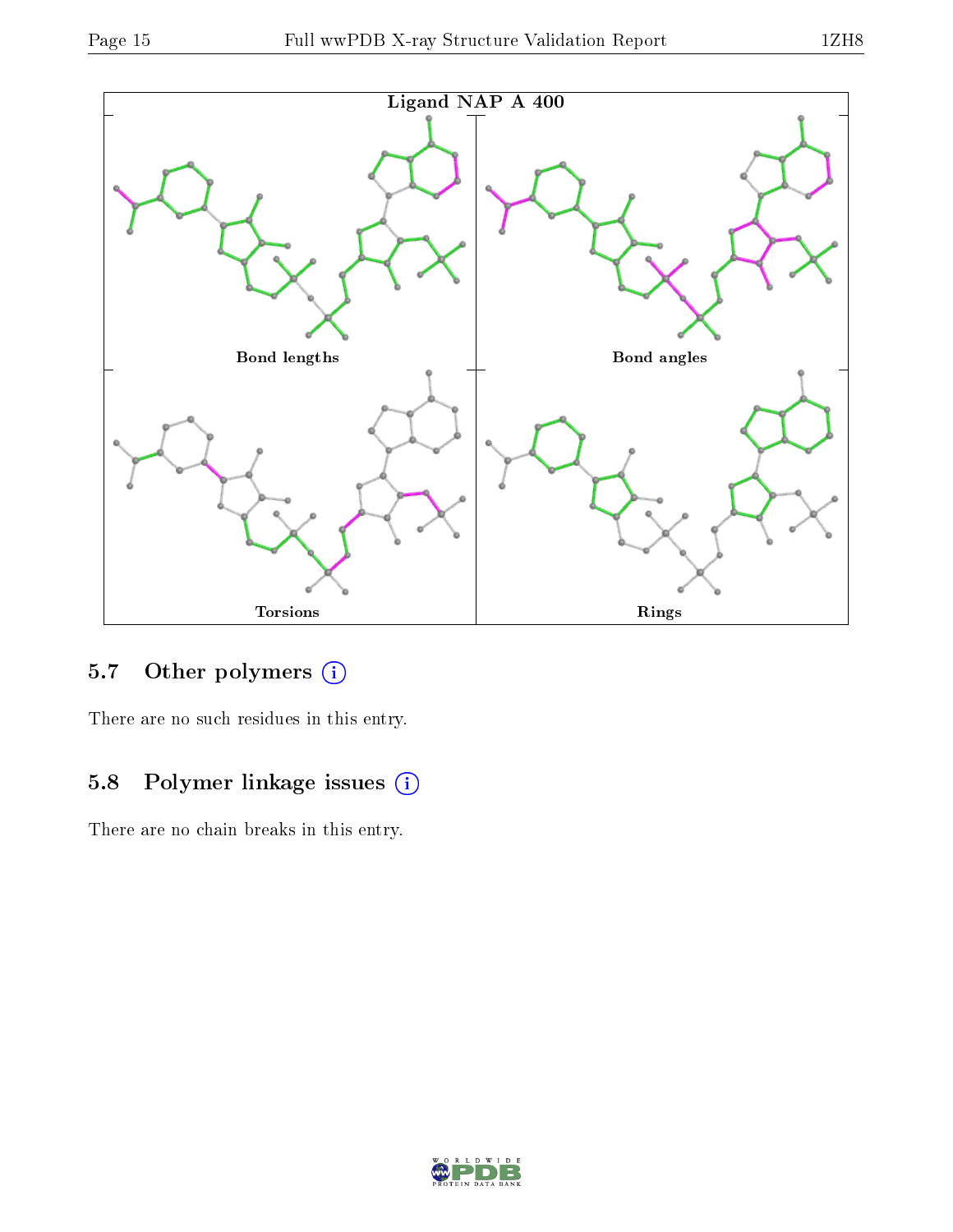Ligand NAP A 400

Bond lengths

Bond angles

Torsions

Rings

### 5.7 Other polymers (i)

There are no such residues in this entry.

### 5.8 Polymer linkage issues (i)

There are no chain breaks in this entry.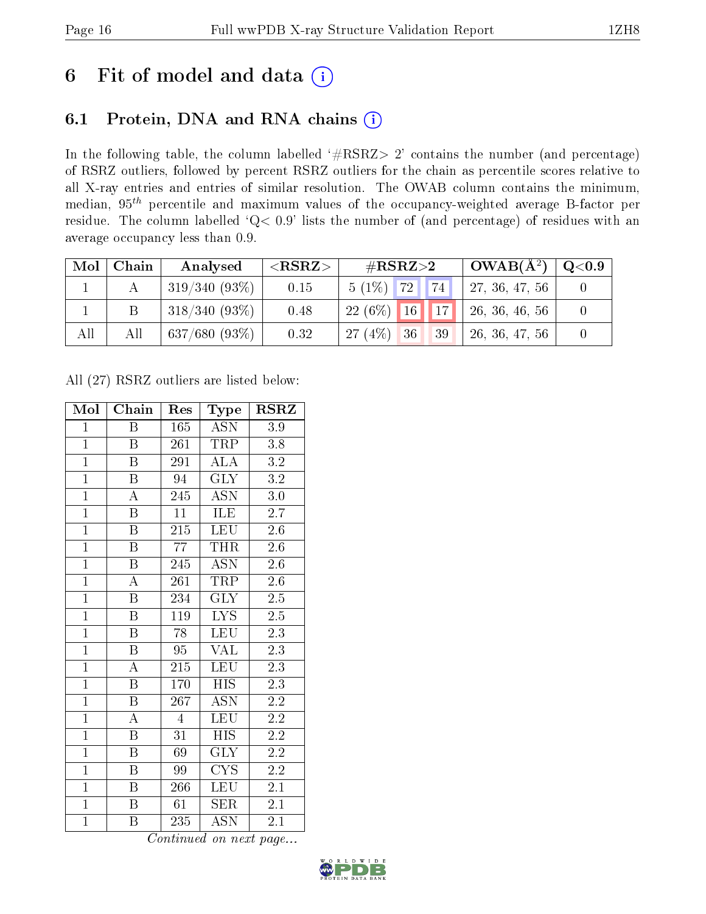## 6 Fit of model and data (i)

### 6.1 Protein, DNA and RNA chains (i)

In the following table, the column labelled '#RSRZ> 2' contains the number (and percentage) of RSRZ outliers, followed by percent RSRZ outliers for the chain as percentile scores relative to all X-ray entries and entries of similar resolution. The OWAB column contains the minimum, median, $95^{th}$ percentile and maximum values of the occupancy-weighted average B-factor per residue. The column labelled 'Q< 0.9' lists the number of (and percentage) of residues with an average occupancy less than 0.9.

| Mol | Chain | Analysed | <RSRZ> | #RSRZ>2 | | | OWAB(Å$^2$) | Q<0.9 |
|---|---|---|---|---|---|---|---|---|
| 1 | A | 319/340 (93%) | 0.15 | 5 (1%) | 72 | 74 | 27, 36, 47, 56 | 0 |
| 1 | B | 318/340 (93%) | 0.48 | 22 (6%) | 16 | 17 | 26, 36, 46, 56 | 0 |
| All | All | 637/680 (93%) | 0.32 | 27 (4%) | 36 | 39 | 26, 36, 47, 56 | 0 |

All (27) RSRZ outliers are listed below:

| Mol | Chain | Res | Type | RSRZ |
|---|---|---|---|---|
| 1 | B | 165 | ASN | 3.9 |
| 1 | B | 261 | TRP | 3.8 |
| 1 | B | 291 | ALA | 3.2 |
| 1 | B | 94 | GLY | 3.2 |
| 1 | A | 245 | ASN | 3.0 |
| 1 | B | 11 | ILE | 2.7 |
| 1 | B | 215 | LEU | 2.6 |
| 1 | B | 77 | THR | 2.6 |
| 1 | B | 245 | ASN | 2.6 |
| 1 | A | 261 | TRP | 2.6 |
| 1 | B | 234 | GLY | 2.5 |
| 1 | B | 119 | LYS | 2.5 |
| 1 | B | 78 | LEU | 2.3 |
| 1 | B | 95 | VAL | 2.3 |
| 1 | A | 215 | LEU | 2.3 |
| 1 | B | 170 | HIS | 2.3 |
| 1 | B | 267 | ASN | 2.2 |
| 1 | A | 4 | LEU | 2.2 |
| 1 | B | 31 | HIS | 2.2 |
| 1 | B | 69 | GLY | 2.2 |
| 1 | B | 99 | CYS | 2.2 |
| 1 | B | 266 | LEU | 2.1 |
| 1 | B | 61 | SER | 2.1 |
| 1 | B | 235 | ASN | 2.1 |

*Continued on next page...*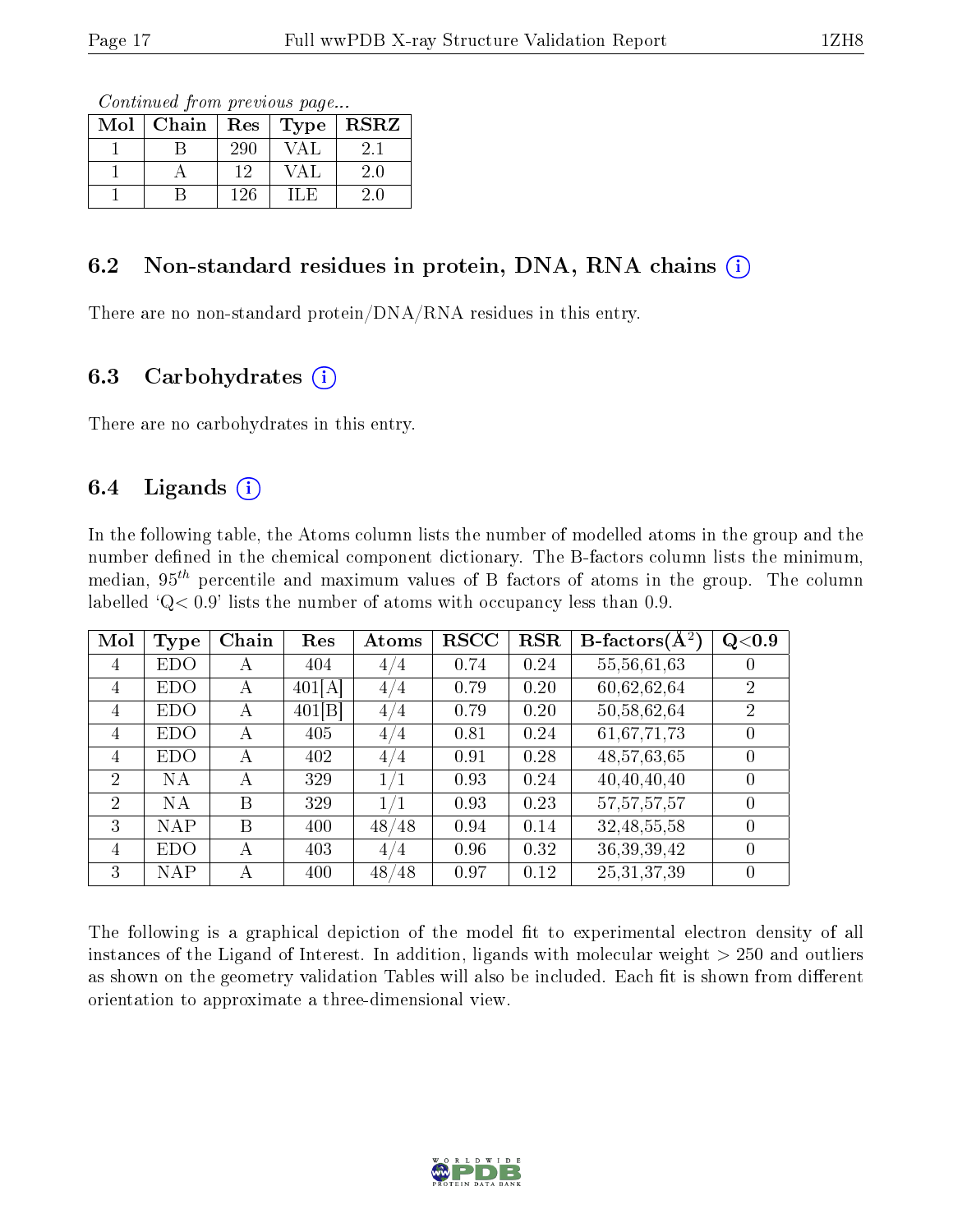*Continued from previous page...*

| Mol | Chain | Res | Type | RSRZ |
|---|---|---|---|---|
| 1 | B | 290 | VAL | 2.1 |
| 1 | A | 12 | VAL | 2.0 |
| 1 | B | 126 | ILE | 2.0 |

## 6.2 Non-standard residues in protein, DNA, RNA chains

There are no non-standard protein/DNA/RNA residues in this entry.

## 6.3 Carbohydrates

There are no carbohydrates in this entry.

## 6.4 Ligands

In the following table, the Atoms column lists the number of modelled atoms in the group and the number defined in the chemical component dictionary. The B-factors column lists the minimum, median, $95^{th}$ percentile and maximum values of B factors of atoms in the group. The column labelled 'Q< 0.9' lists the number of atoms with occupancy less than 0.9.

| Mol | Type | Chain | Res | Atoms | RSCC | RSR | B-factors($Å^2$) | Q<0.9 |
|---|---|---|---|---|---|---|---|---|
| 4 | EDO | A | 404 | 4/4 | 0.74 | 0.24 | 55,56,61,63 | 0 |
| 4 | EDO | A | 401[A] | 4/4 | 0.79 | 0.20 | 60,62,62,64 | 2 |
| 4 | EDO | A | 401[B] | 4/4 | 0.79 | 0.20 | 50,58,62,64 | 2 |
| 4 | EDO | A | 405 | 4/4 | 0.81 | 0.24 | 61,67,71,73 | 0 |
| 4 | EDO | A | 402 | 4/4 | 0.91 | 0.28 | 48,57,63,65 | 0 |
| 2 | NA | A | 329 | 1/1 | 0.93 | 0.24 | 40,40,40,40 | 0 |
| 2 | NA | B | 329 | 1/1 | 0.93 | 0.23 | 57,57,57,57 | 0 |
| 3 | NAP | B | 400 | 48/48 | 0.94 | 0.14 | 32,48,55,58 | 0 |
| 4 | EDO | A | 403 | 4/4 | 0.96 | 0.32 | 36,39,39,42 | 0 |
| 3 | NAP | A | 400 | 48/48 | 0.97 | 0.12 | 25,31,37,39 | 0 |

The following is a graphical depiction of the model fit to experimental electron density of all instances of the Ligand of Interest. In addition, ligands with molecular weight > 250 and outliers as shown on the geometry validation Tables will also be included. Each fit is shown from different orientation to approximate a three-dimensional view.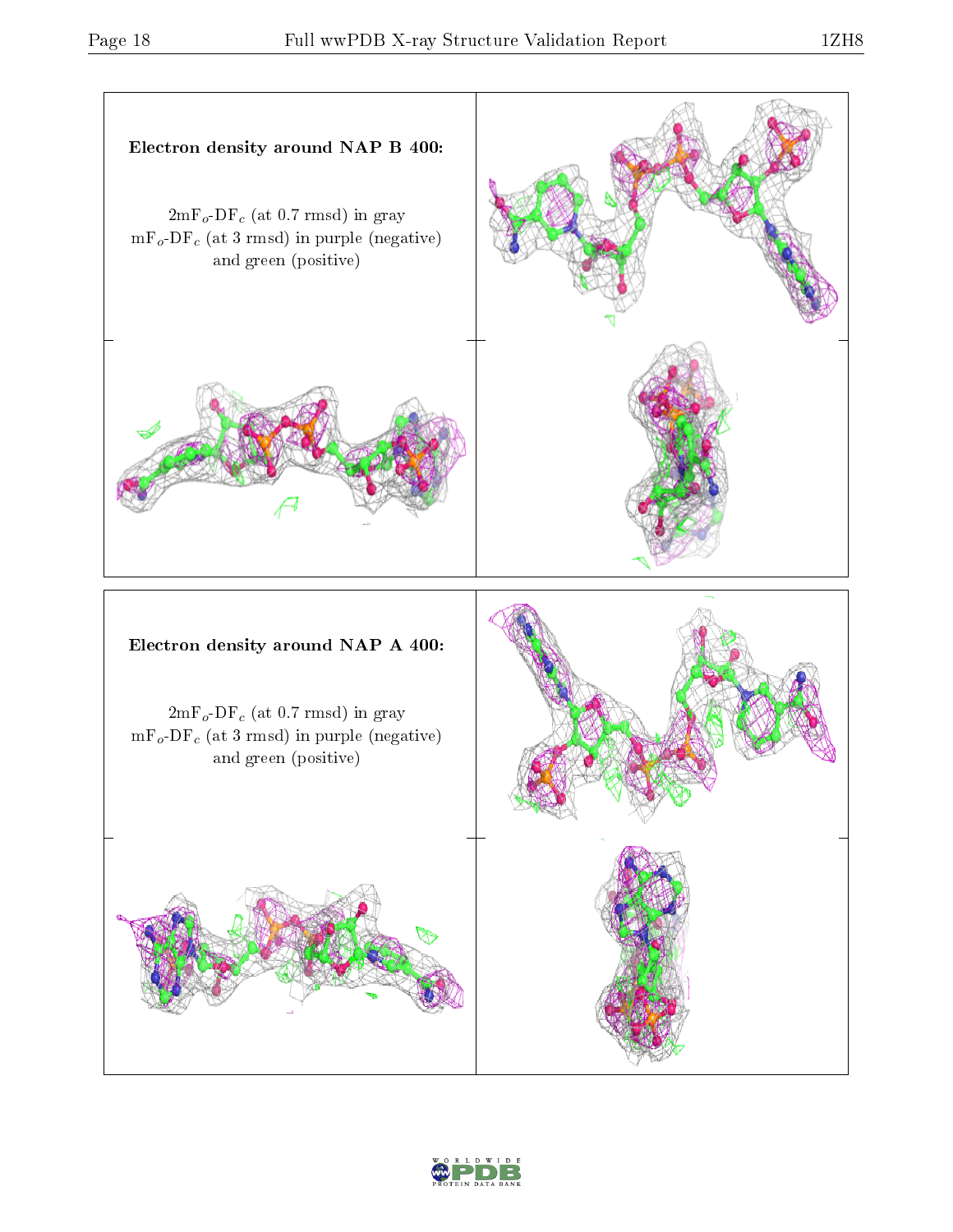**Electron density around NAP B 400:**

$2mF_o$-$DF_c$ (at 0.7 rmsd) in gray
$mF_o$-$DF_c$ (at 3 rmsd) in purple (negative)
and green (positive)

**Electron density around NAP A 400:**

$2mF_o$-$DF_c$ (at 0.7 rmsd) in gray
$mF_o$-$DF_c$ (at 3 rmsd) in purple (negative)
and green (positive)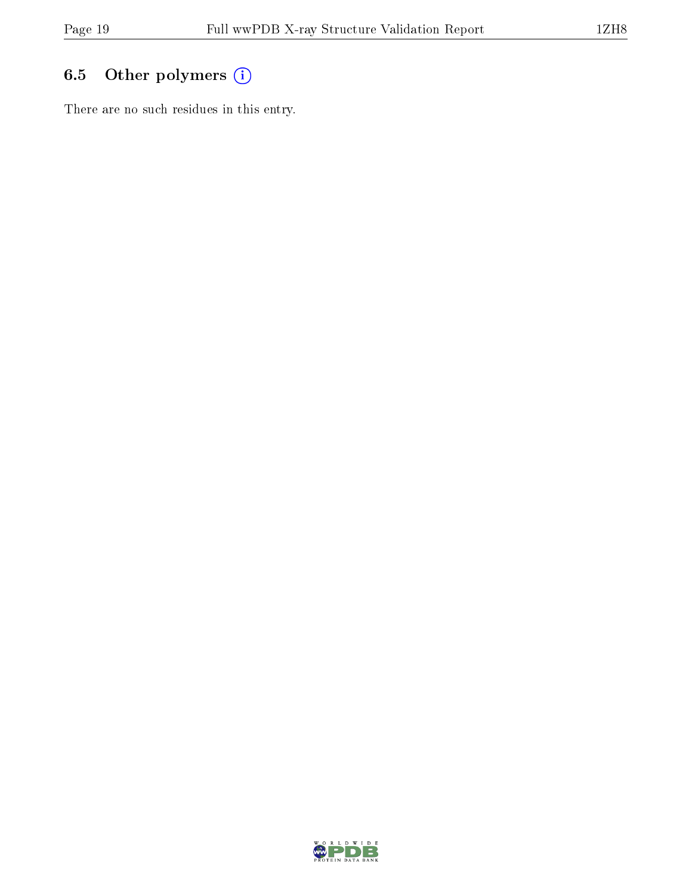### 6.5 Other polymers

There are no such residues in this entry.